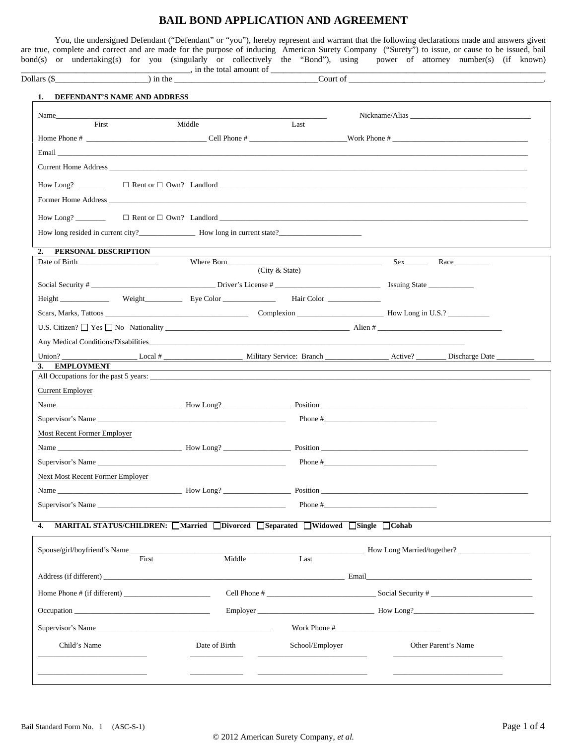# BAIL BOND APPLICATION AND AGREEMENT

You, the undersigned Defendant ("Defendant" or "you"), hereby represent and warrant that the following declarations made and answers given are true, complete and correct and are made for the purpose of inducing American Surety Company ("Surety") to issue, or cause to be issued, bail bond(s) or undertaking(s) for you (singularly or collectively the "Bond"), using power of attorney number(s) (if known) ________________________________________, in the total amount of ______________________________________________________________ Dollars ($______________________) in the __________________________________Court of ______________________________________________.

## 1. DEFENDANT'S NAME AND ADDRESS

Name___________________________________________________________________ Nickname/Alias ________________________________
First Middle Last

Home Phone # ________________________________ Cell Phone # __________________________Work Phone # ____________________________________

Email ________________________________________________________________________________________________________________________

Current Home Address _________________________________________________________________________________________________________

How Long? _______ ☐ Rent or ☐ Own? Landlord ___________________________________________________________________________________

Former Home Address _________________________________________________________________________________________________________

How Long? ________ ☐ Rent or ☐ Own? Landlord ___________________________________________________________________________________

How long resided in current city?_______________ How long in current state?______________________

## 2. PERSONAL DESCRIPTION

Date of Birth _____________________ Where Born__________________________________________ Sex______ Race _________
(City & State)

Social Security # _________________________________ Driver's License # ____________________________ Issuing State ____________

Height _____________ Weight__________ Eye Color ______________ Hair Color ______________

Scars, Marks, Tattoos ______________________________________ Complexion _______________________ How Long in U.S.? ___________

U.S. Citizen? ☐ Yes ☐ No Nationality __________________________________________________ Alien # _________________________________

Any Medical Conditions/Disabilities_________________________________________________________________________________________

Union? ___________________ Local # ____________________ Military Service: Branch ________________ Active? ________ Discharge Date __________

## 3. EMPLOYMENT

All Occupations for the past 5 years: ________________________________________________________________________________________________

Current Employer

Name __________________________________ How Long? __________________ Position ___________________________________________________________

Supervisor's Name ___________________________________________________ Phone #______________________________

Most Recent Former Employer

Name __________________________________ How Long? __________________ Position ___________________________________________________________

Supervisor's Name ___________________________________________________ Phone #______________________________

Next Most Recent Former Employer

Name __________________________________ How Long? __________________ Position ___________________________________________________________

Supervisor's Name ___________________________________________________ Phone #______________________________

## 4. MARITAL STATUS/CHILDREN: ☐Married ☐Divorced ☐Separated ☐Widowed ☐Single ☐Cohab

Spouse/girl/boyfriend's Name _______________________________________________________________ How Long Married/together? ___________________
First Middle Last

Address (if different) ____________________________________________________________________ Email____________________________________________

Home Phone # (if different) _______________________ Cell Phone # _____________________________ Social Security # __________________________

Occupation ___________________________________ Employer ______________________________ How Long?_______________________________

Supervisor's Name _____________________________________________ Work Phone #____________________________

| Child's Name | Date of Birth | School/Employer | Other Parent's Name |
|---|---|---|---|
| | | | |
| | | | |

Bail Standard Form No. 1 (ASC-S-1)

© 2012 American Surety Company, *et al.*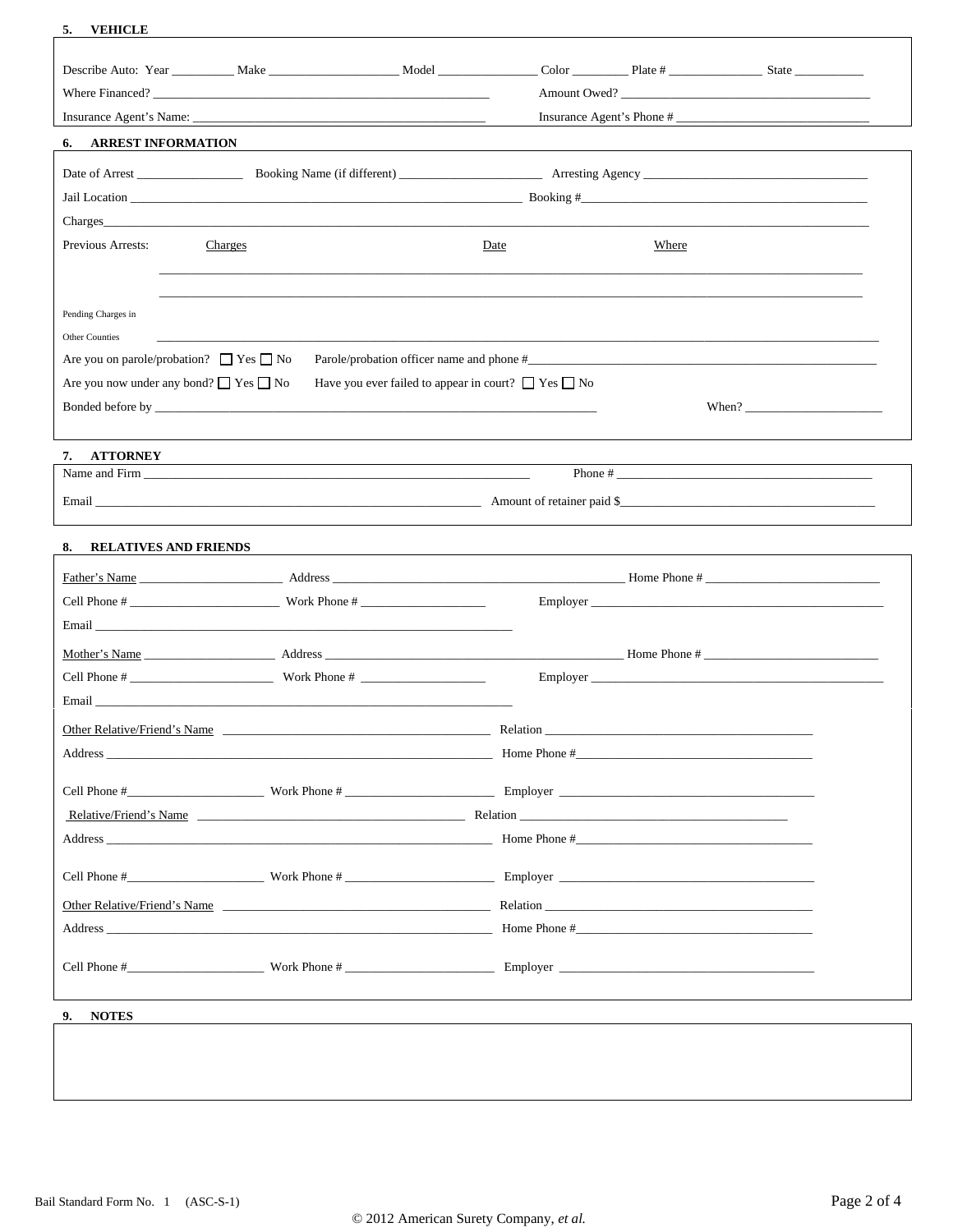## 5. VEHICLE

Describe Auto: Year __________ Make ____________________ Model ________________ Color _________ Plate # _______________ State ___________

Where Financed? ______________________________________________________ Amount Owed? ________________________________________

Insurance Agent's Name: ________________________________________________ Insurance Agent's Phone # _______________________________

## 6. ARREST INFORMATION

Date of Arrest _________________ Booking Name (if different) _______________________ Arresting Agency ____________________________________

Jail Location _________________________________________________________________ Booking #_____________________________________________

Charges_____________________________________________________________________________________________________________________

Previous Arrests: Charges Date Where

______________________________________________________________________________________________________________

______________________________________________________________________________________________________________

Pending Charges in Other Counties ___________________________________________________________________________________________________

Are you on parole/probation? ☐ Yes ☐ No Parole/probation officer name and phone #__________________________________________________________

Are you now under any bond? ☐ Yes ☐ No Have you ever failed to appear in court? ☐ Yes ☐ No

Bonded before by _________________________________________________________________________ When? ______________________

## 7. ATTORNEY

Name and Firm _______________________________________________________________ Phone # __________________________________________

Email ______________________________________________________________ Amount of retainer paid $__________________________________________

## 8. RELATIVES AND FRIENDS

Father's Name _______________________ Address ______________________________________________ Home Phone # ____________________________

Cell Phone # ________________________ Work Phone # ____________________ Employer _________________________________________________

Email _________________________________________________________________

Mother's Name _____________________ Address ______________________________________________ Home Phone # ____________________________

Cell Phone # _______________________ Work Phone # ____________________ Employer _________________________________________________

Email _________________________________________________________________

Other Relative/Friend's Name ____________________________________________ Relation _____________________________________________

Address _________________________________________________________________ Home Phone #_________________________________________

Cell Phone #______________________ Work Phone # ________________________ Employer __________________________________________

Relative/Friend's Name ____________________________________________ Relation _____________________________________________

Address _________________________________________________________________ Home Phone #_________________________________________

Cell Phone #______________________ Work Phone # ________________________ Employer __________________________________________

Other Relative/Friend's Name ____________________________________________ Relation _____________________________________________

Address _________________________________________________________________ Home Phone #_________________________________________

Cell Phone #______________________ Work Phone # ________________________ Employer __________________________________________

## 9. NOTES

Bail Standard Form No. 1 (ASC-S-1)

© 2012 American Surety Company, *et al.*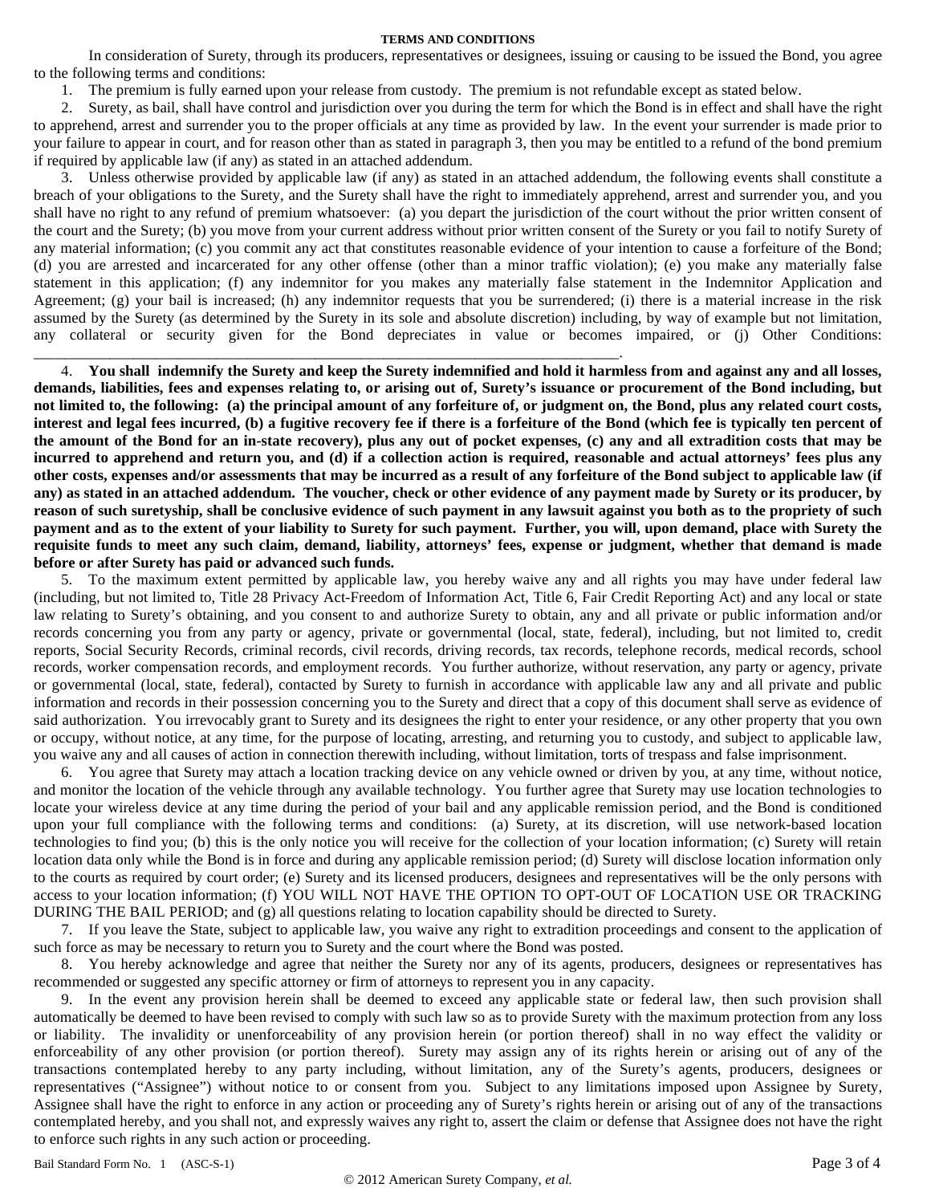**TERMS AND CONDITIONS**

In consideration of Surety, through its producers, representatives or designees, issuing or causing to be issued the Bond, you agree to the following terms and conditions:

1. The premium is fully earned upon your release from custody. The premium is not refundable except as stated below.

2. Surety, as bail, shall have control and jurisdiction over you during the term for which the Bond is in effect and shall have the right to apprehend, arrest and surrender you to the proper officials at any time as provided by law. In the event your surrender is made prior to your failure to appear in court, and for reason other than as stated in paragraph 3, then you may be entitled to a refund of the bond premium if required by applicable law (if any) as stated in an attached addendum.

3. Unless otherwise provided by applicable law (if any) as stated in an attached addendum, the following events shall constitute a breach of your obligations to the Surety, and the Surety shall have the right to immediately apprehend, arrest and surrender you, and you shall have no right to any refund of premium whatsoever: (a) you depart the jurisdiction of the court without the prior written consent of the court and the Surety; (b) you move from your current address without prior written consent of the Surety or you fail to notify Surety of any material information; (c) you commit any act that constitutes reasonable evidence of your intention to cause a forfeiture of the Bond; (d) you are arrested and incarcerated for any other offense (other than a minor traffic violation); (e) you make any materially false statement in this application; (f) any indemnitor for you makes any materially false statement in the Indemnitor Application and Agreement; (g) your bail is increased; (h) any indemnitor requests that you be surrendered; (i) there is a material increase in the risk assumed by the Surety (as determined by the Surety in its sole and absolute discretion) including, by way of example but not limitation, any collateral or security given for the Bond depreciates in value or becomes impaired, or (j) Other Conditions: ______________________________________________________________________________.

4. **You shall indemnify the Surety and keep the Surety indemnified and hold it harmless from and against any and all losses, demands, liabilities, fees and expenses relating to, or arising out of, Surety's issuance or procurement of the Bond including, but not limited to, the following: (a) the principal amount of any forfeiture of, or judgment on, the Bond, plus any related court costs, interest and legal fees incurred, (b) a fugitive recovery fee if there is a forfeiture of the Bond (which fee is typically ten percent of the amount of the Bond for an in-state recovery), plus any out of pocket expenses, (c) any and all extradition costs that may be incurred to apprehend and return you, and (d) if a collection action is required, reasonable and actual attorneys' fees plus any other costs, expenses and/or assessments that may be incurred as a result of any forfeiture of the Bond subject to applicable law (if any) as stated in an attached addendum. The voucher, check or other evidence of any payment made by Surety or its producer, by reason of such suretyship, shall be conclusive evidence of such payment in any lawsuit against you both as to the propriety of such payment and as to the extent of your liability to Surety for such payment. Further, you will, upon demand, place with Surety the requisite funds to meet any such claim, demand, liability, attorneys' fees, expense or judgment, whether that demand is made before or after Surety has paid or advanced such funds.**

5. To the maximum extent permitted by applicable law, you hereby waive any and all rights you may have under federal law (including, but not limited to, Title 28 Privacy Act-Freedom of Information Act, Title 6, Fair Credit Reporting Act) and any local or state law relating to Surety's obtaining, and you consent to and authorize Surety to obtain, any and all private or public information and/or records concerning you from any party or agency, private or governmental (local, state, federal), including, but not limited to, credit reports, Social Security Records, criminal records, civil records, driving records, tax records, telephone records, medical records, school records, worker compensation records, and employment records. You further authorize, without reservation, any party or agency, private or governmental (local, state, federal), contacted by Surety to furnish in accordance with applicable law any and all private and public information and records in their possession concerning you to the Surety and direct that a copy of this document shall serve as evidence of said authorization. You irrevocably grant to Surety and its designees the right to enter your residence, or any other property that you own or occupy, without notice, at any time, for the purpose of locating, arresting, and returning you to custody, and subject to applicable law, you waive any and all causes of action in connection therewith including, without limitation, torts of trespass and false imprisonment.

6. You agree that Surety may attach a location tracking device on any vehicle owned or driven by you, at any time, without notice, and monitor the location of the vehicle through any available technology. You further agree that Surety may use location technologies to locate your wireless device at any time during the period of your bail and any applicable remission period, and the Bond is conditioned upon your full compliance with the following terms and conditions: (a) Surety, at its discretion, will use network-based location technologies to find you; (b) this is the only notice you will receive for the collection of your location information; (c) Surety will retain location data only while the Bond is in force and during any applicable remission period; (d) Surety will disclose location information only to the courts as required by court order; (e) Surety and its licensed producers, designees and representatives will be the only persons with access to your location information; (f) YOU WILL NOT HAVE THE OPTION TO OPT-OUT OF LOCATION USE OR TRACKING DURING THE BAIL PERIOD; and (g) all questions relating to location capability should be directed to Surety.

7. If you leave the State, subject to applicable law, you waive any right to extradition proceedings and consent to the application of such force as may be necessary to return you to Surety and the court where the Bond was posted.

8. You hereby acknowledge and agree that neither the Surety nor any of its agents, producers, designees or representatives has recommended or suggested any specific attorney or firm of attorneys to represent you in any capacity.

9. In the event any provision herein shall be deemed to exceed any applicable state or federal law, then such provision shall automatically be deemed to have been revised to comply with such law so as to provide Surety with the maximum protection from any loss or liability. The invalidity or unenforceability of any provision herein (or portion thereof) shall in no way effect the validity or enforceability of any other provision (or portion thereof). Surety may assign any of its rights herein or arising out of any of the transactions contemplated hereby to any party including, without limitation, any of the Surety's agents, producers, designees or representatives ("Assignee") without notice to or consent from you. Subject to any limitations imposed upon Assignee by Surety, Assignee shall have the right to enforce in any action or proceeding any of Surety's rights herein or arising out of any of the transactions contemplated hereby, and you shall not, and expressly waives any right to, assert the claim or defense that Assignee does not have the right to enforce such rights in any such action or proceeding.

Bail Standard Form No. 1 (ASC-S-1)

© 2012 American Surety Company, *et al.*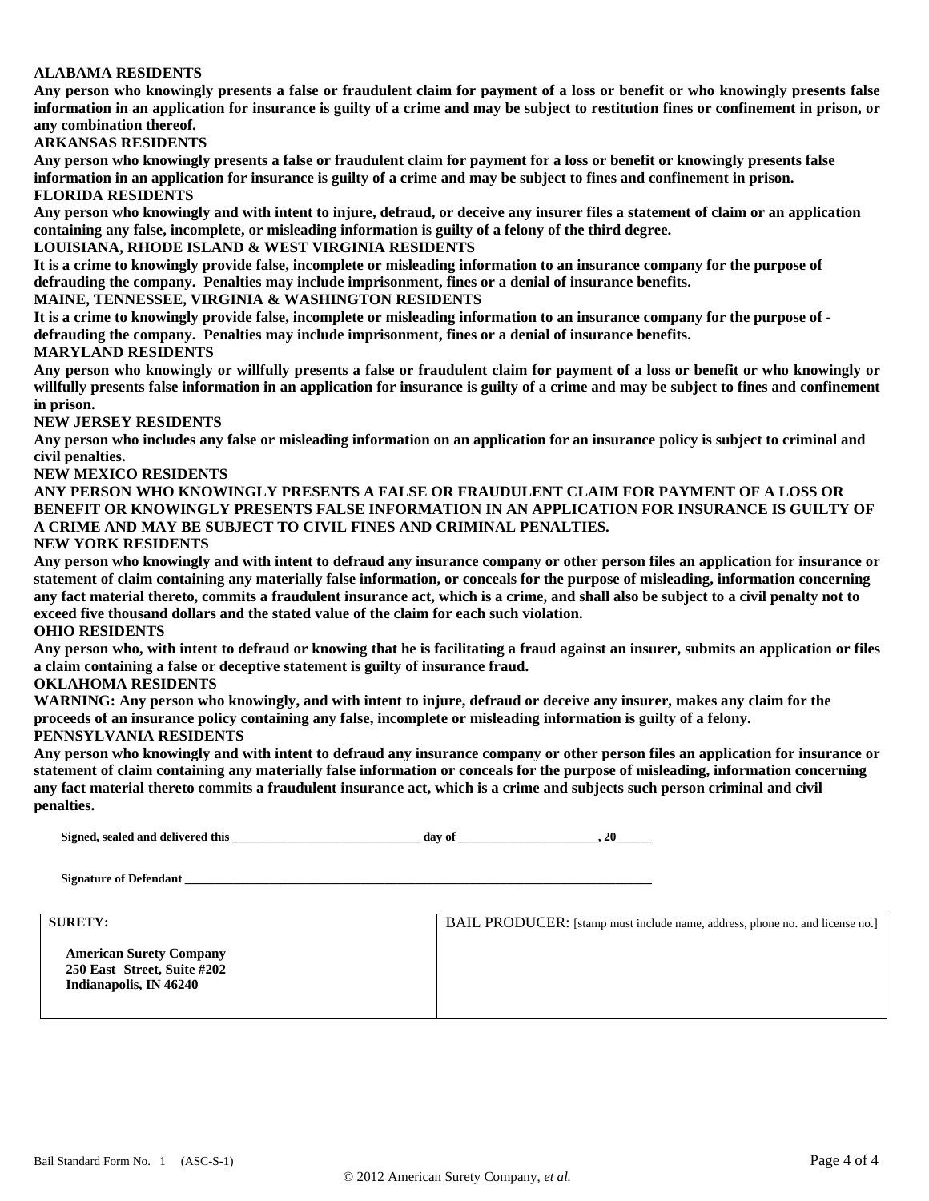**ALABAMA RESIDENTS**

**Any person who knowingly presents a false or fraudulent claim for payment of a loss or benefit or who knowingly presents false information in an application for insurance is guilty of a crime and may be subject to restitution fines or confinement in prison, or any combination thereof.**

**ARKANSAS RESIDENTS**

**Any person who knowingly presents a false or fraudulent claim for payment for a loss or benefit or knowingly presents false information in an application for insurance is guilty of a crime and may be subject to fines and confinement in prison.**

**FLORIDA RESIDENTS**

**Any person who knowingly and with intent to injure, defraud, or deceive any insurer files a statement of claim or an application containing any false, incomplete, or misleading information is guilty of a felony of the third degree.**

**LOUISIANA, RHODE ISLAND & WEST VIRGINIA RESIDENTS**

**It is a crime to knowingly provide false, incomplete or misleading information to an insurance company for the purpose of defrauding the company. Penalties may include imprisonment, fines or a denial of insurance benefits.**

**MAINE, TENNESSEE, VIRGINIA & WASHINGTON RESIDENTS**

**It is a crime to knowingly provide false, incomplete or misleading information to an insurance company for the purpose of - defrauding the company. Penalties may include imprisonment, fines or a denial of insurance benefits.**

**MARYLAND RESIDENTS**

**Any person who knowingly or willfully presents a false or fraudulent claim for payment of a loss or benefit or who knowingly or willfully presents false information in an application for insurance is guilty of a crime and may be subject to fines and confinement in prison.**

**NEW JERSEY RESIDENTS**

**Any person who includes any false or misleading information on an application for an insurance policy is subject to criminal and civil penalties.**

**NEW MEXICO RESIDENTS**

**ANY PERSON WHO KNOWINGLY PRESENTS A FALSE OR FRAUDULENT CLAIM FOR PAYMENT OF A LOSS OR BENEFIT OR KNOWINGLY PRESENTS FALSE INFORMATION IN AN APPLICATION FOR INSURANCE IS GUILTY OF A CRIME AND MAY BE SUBJECT TO CIVIL FINES AND CRIMINAL PENALTIES.**

**NEW YORK RESIDENTS**

**Any person who knowingly and with intent to defraud any insurance company or other person files an application for insurance or statement of claim containing any materially false information, or conceals for the purpose of misleading, information concerning any fact material thereto, commits a fraudulent insurance act, which is a crime, and shall also be subject to a civil penalty not to exceed five thousand dollars and the stated value of the claim for each such violation.**

**OHIO RESIDENTS**

**Any person who, with intent to defraud or knowing that he is facilitating a fraud against an insurer, submits an application or files a claim containing a false or deceptive statement is guilty of insurance fraud.**

**OKLAHOMA RESIDENTS**

**WARNING: Any person who knowingly, and with intent to injure, defraud or deceive any insurer, makes any claim for the proceeds of an insurance policy containing any false, incomplete or misleading information is guilty of a felony.**

**PENNSYLVANIA RESIDENTS**

**Any person who knowingly and with intent to defraud any insurance company or other person files an application for insurance or statement of claim containing any materially false information or conceals for the purpose of misleading, information concerning any fact material thereto commits a fraudulent insurance act, which is a crime and subjects such person criminal and civil penalties.**

**Signed, sealed and delivered this ______________________________ day of ______________________, 20______**

**Signature of Defendant ____________________________________________________________________________**

| SURETY: | BAIL PRODUCER: [stamp must include name, address, phone no. and license no.] |
|---|---|
| **American Surety Company**<br>**250 East Street, Suite #202**<br>**Indianapolis, IN 46240** | |

Bail Standard Form No. 1 (ASC-S-1)

© 2012 American Surety Company, *et al.*